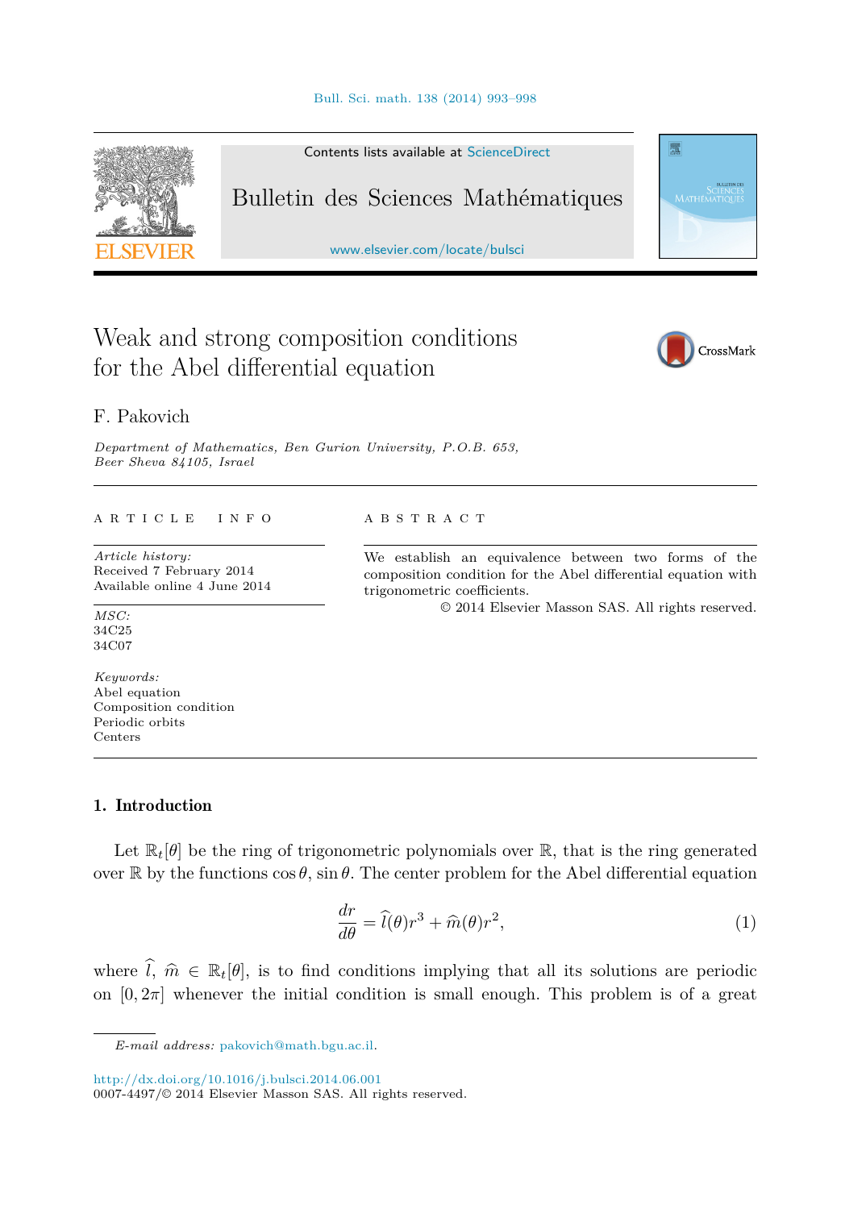# Weak and strong composition conditions for the Abel differential equation

F. Pakovich

*Department of Mathematics, Ben Gurion University, P.O.B. 653, Beer Sheva 84105, Israel*

## ARTICLE INFO

*Article history:*
Received 7 February 2014
Available online 4 June 2014

*MSC:*
34C25
34C07

*Keywords:*
Abel equation
Composition condition
Periodic orbits
Centers

## ABSTRACT

We establish an equivalence between two forms of the composition condition for the Abel differential equation with trigonometric coefficients.

© 2014 Elsevier Masson SAS. All rights reserved.

## 1. Introduction

Let $\mathbb{R}_t[\theta]$ be the ring of trigonometric polynomials over $\mathbb{R}$, that is the ring generated over $\mathbb{R}$ by the functions $\cos\theta, \sin\theta$. The center problem for the Abel differential equation

$$\frac{dr}{d\theta} = \widehat{l}(\theta)r^3 + \widehat{m}(\theta)r^2, \tag{1}$$

where $\widehat{l}, \widehat{m} \in \mathbb{R}_t[\theta]$, is to find conditions implying that all its solutions are periodic on $[0, 2\pi]$ whenever the initial condition is small enough. This problem is of a great

*E-mail address:* pakovich@math.bgu.ac.il.

http://dx.doi.org/10.1016/j.bulsci.2014.06.001
0007-4497/© 2014 Elsevier Masson SAS. All rights reserved.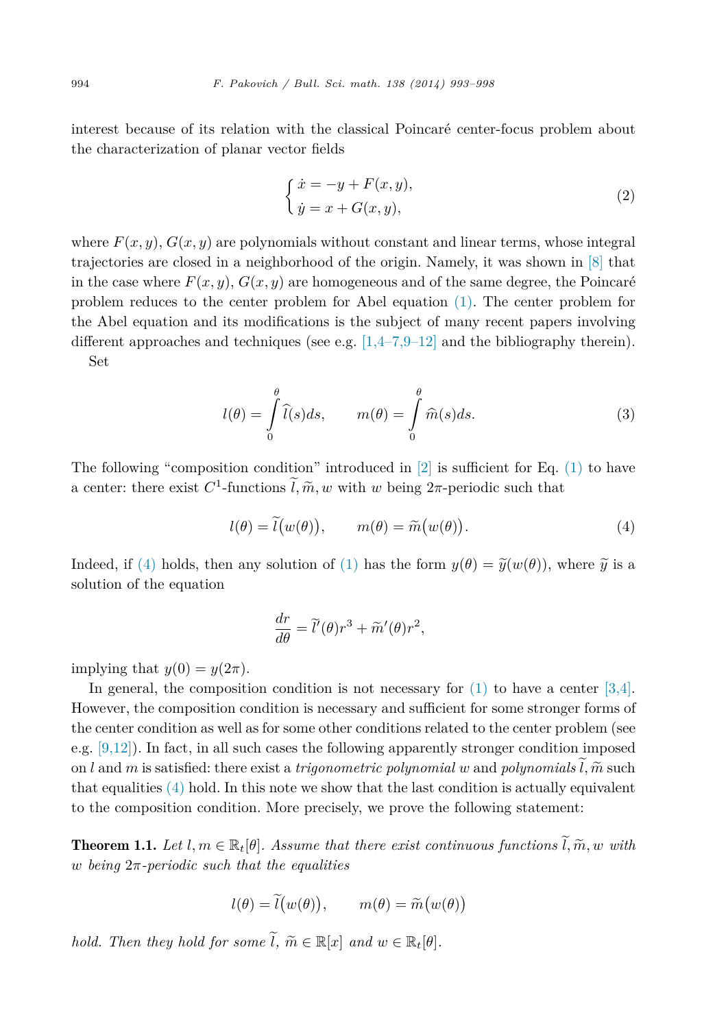interest because of its relation with the classical Poincaré center-focus problem about the characterization of planar vector fields

$$\begin{cases} \dot{x} = -y + F(x,y), \\ \dot{y} = x + G(x,y), \end{cases} \tag{2}$$

where $F(x,y)$, $G(x,y)$ are polynomials without constant and linear terms, whose integral trajectories are closed in a neighborhood of the origin. Namely, it was shown in [8] that in the case where $F(x,y)$, $G(x,y)$ are homogeneous and of the same degree, the Poincaré problem reduces to the center problem for Abel equation (1). The center problem for the Abel equation and its modifications is the subject of many recent papers involving different approaches and techniques (see e.g. [1,4–7,9–12] and the bibliography therein).

Set

$$l(\theta) = \int_0^\theta \widehat{l}(s)ds, \qquad m(\theta) = \int_0^\theta \widehat{m}(s)ds. \tag{3}$$

The following "composition condition" introduced in [2] is sufficient for Eq. (1) to have a center: there exist $C^1$-functions $\widetilde{l}, \widetilde{m}, w$ with $w$ being $2\pi$-periodic such that

$$l(\theta) = \widetilde{l}\big(w(\theta)\big), \qquad m(\theta) = \widetilde{m}\big(w(\theta)\big). \tag{4}$$

Indeed, if (4) holds, then any solution of (1) has the form $y(\theta) = \widetilde{y}(w(\theta))$, where $\widetilde{y}$ is a solution of the equation

$$\frac{dr}{d\theta} = \widetilde{l}'(\theta)r^3 + \widetilde{m}'(\theta)r^2,$$

implying that $y(0) = y(2\pi)$.

In general, the composition condition is not necessary for (1) to have a center [3,4]. However, the composition condition is necessary and sufficient for some stronger forms of the center condition as well as for some other conditions related to the center problem (see e.g. [9,12]). In fact, in all such cases the following apparently stronger condition imposed on $l$ and $m$ is satisfied: there exist a *trigonometric polynomial* $w$ and *polynomials* $\widetilde{l}, \widetilde{m}$ such that equalities (4) hold. In this note we show that the last condition is actually equivalent to the composition condition. More precisely, we prove the following statement:

**Theorem 1.1.** *Let $l, m \in \mathbb{R}_t[\theta]$. Assume that there exist continuous functions $\widetilde{l}, \widetilde{m}, w$ with $w$ being $2\pi$-periodic such that the equalities*

$$l(\theta) = \widetilde{l}\big(w(\theta)\big), \qquad m(\theta) = \widetilde{m}\big(w(\theta)\big)$$

*hold. Then they hold for some $\widetilde{l}$, $\widetilde{m} \in \mathbb{R}[x]$ and $w \in \mathbb{R}_t[\theta]$.*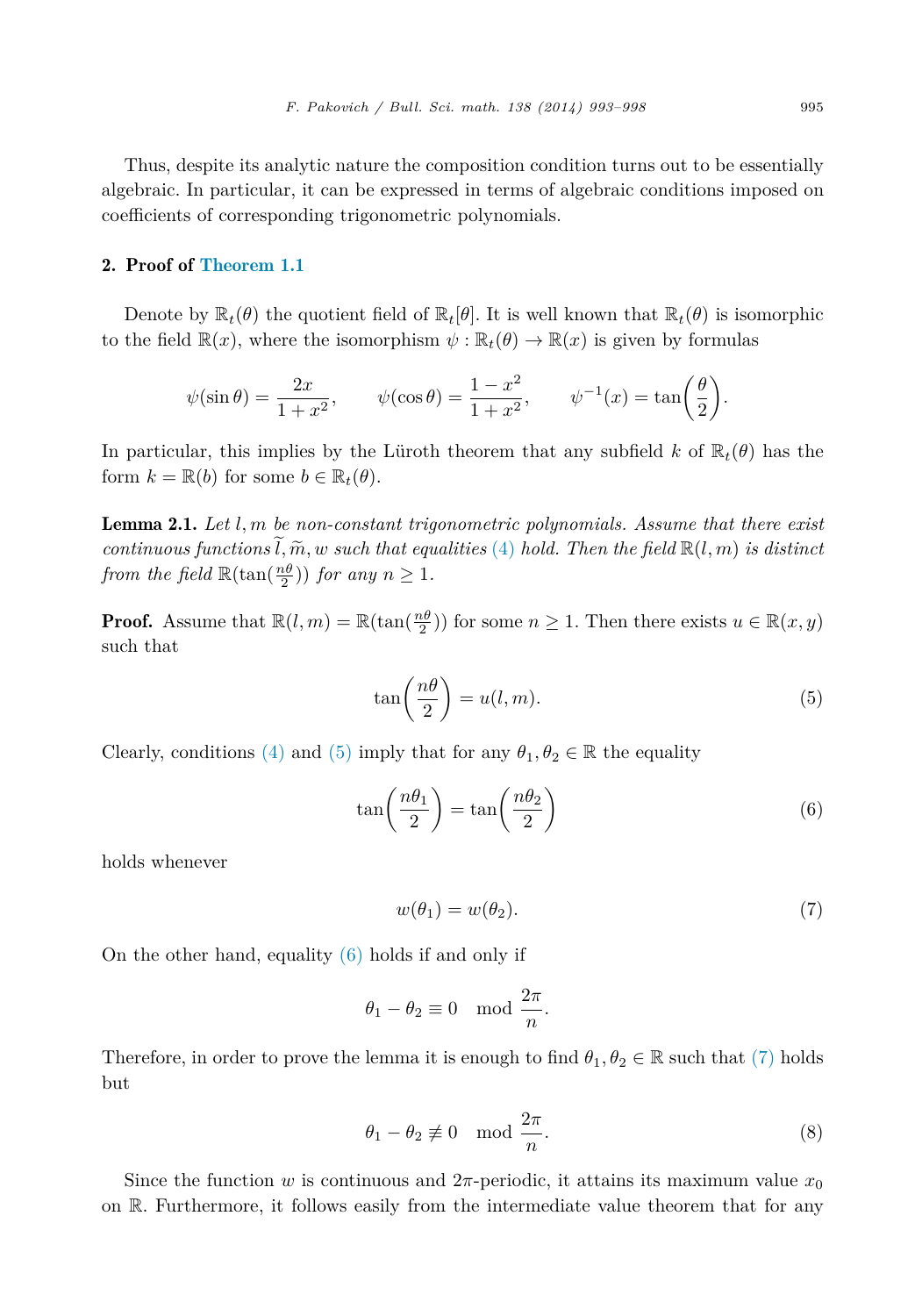Thus, despite its analytic nature the composition condition turns out to be essentially algebraic. In particular, it can be expressed in terms of algebraic conditions imposed on coefficients of corresponding trigonometric polynomials.

## 2. Proof of Theorem 1.1

Denote by $\mathbb{R}_t(\theta)$ the quotient field of $\mathbb{R}_t[\theta]$. It is well known that $\mathbb{R}_t(\theta)$ is isomorphic to the field $\mathbb{R}(x)$, where the isomorphism $\psi : \mathbb{R}_t(\theta) \to \mathbb{R}(x)$ is given by formulas

$$\psi(\sin\theta) = \frac{2x}{1+x^2}, \qquad \psi(\cos\theta) = \frac{1-x^2}{1+x^2}, \qquad \psi^{-1}(x) = \tan\left(\frac{\theta}{2}\right).$$

In particular, this implies by the Lüroth theorem that any subfield $k$ of $\mathbb{R}_t(\theta)$ has the form $k = \mathbb{R}(b)$ for some $b \in \mathbb{R}_t(\theta)$.

**Lemma 2.1.** *Let $l, m$ be non-constant trigonometric polynomials. Assume that there exist continuous functions $\widetilde{l}, \widetilde{m}, w$ such that equalities (4) hold. Then the field $\mathbb{R}(l, m)$ is distinct from the field $\mathbb{R}(\tan(\frac{n\theta}{2}))$ for any $n \geq 1$.*

**Proof.** Assume that $\mathbb{R}(l, m) = \mathbb{R}(\tan(\frac{n\theta}{2}))$ for some $n \geq 1$. Then there exists $u \in \mathbb{R}(x, y)$ such that

$$\tan\left(\frac{n\theta}{2}\right) = u(l, m). \tag{5}$$

Clearly, conditions (4) and (5) imply that for any $\theta_1, \theta_2 \in \mathbb{R}$ the equality

$$\tan\left(\frac{n\theta_1}{2}\right) = \tan\left(\frac{n\theta_2}{2}\right) \tag{6}$$

holds whenever

$$w(\theta_1) = w(\theta_2). \tag{7}$$

On the other hand, equality (6) holds if and only if

$$\theta_1 - \theta_2 \equiv 0 \mod \frac{2\pi}{n}.$$

Therefore, in order to prove the lemma it is enough to find $\theta_1, \theta_2 \in \mathbb{R}$ such that (7) holds but

$$\theta_1 - \theta_2 \not\equiv 0 \mod \frac{2\pi}{n}. \tag{8}$$

Since the function $w$ is continuous and $2\pi$-periodic, it attains its maximum value $x_0$ on $\mathbb{R}$. Furthermore, it follows easily from the intermediate value theorem that for any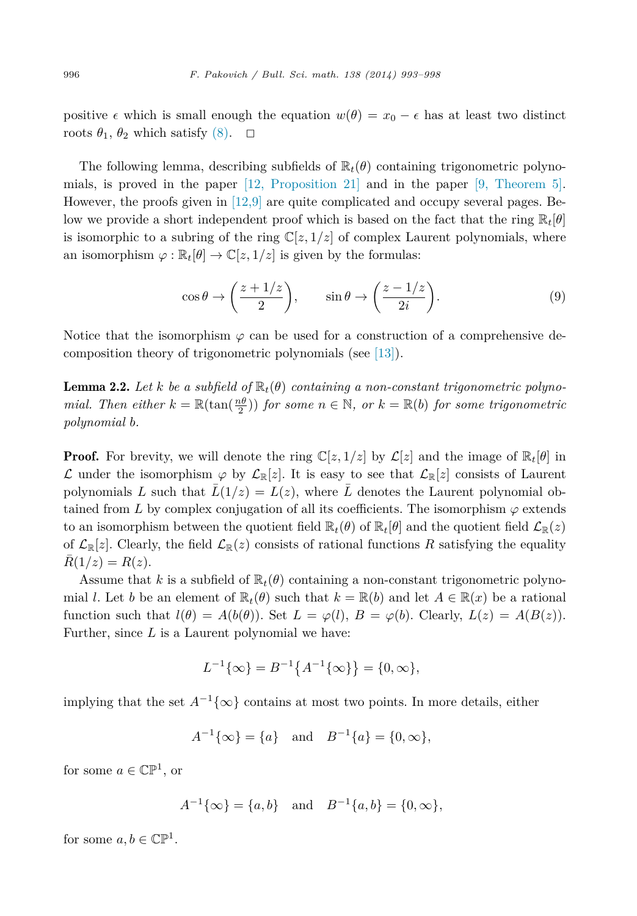positive $\epsilon$ which is small enough the equation $w(\theta) = x_0 - \epsilon$ has at least two distinct roots $\theta_1$, $\theta_2$ which satisfy (8). $\square$

The following lemma, describing subfields of $\mathbb{R}_t(\theta)$ containing trigonometric polynomials, is proved in the paper [12, Proposition 21] and in the paper [9, Theorem 5]. However, the proofs given in [12,9] are quite complicated and occupy several pages. Below we provide a short independent proof which is based on the fact that the ring $\mathbb{R}_t[\theta]$ is isomorphic to a subring of the ring $\mathbb{C}[z, 1/z]$ of complex Laurent polynomials, where an isomorphism $\varphi : \mathbb{R}_t[\theta] \to \mathbb{C}[z, 1/z]$ is given by the formulas:

$$\cos\theta \to \left(\frac{z + 1/z}{2}\right), \qquad \sin\theta \to \left(\frac{z - 1/z}{2i}\right). \tag{9}$$

Notice that the isomorphism $\varphi$ can be used for a construction of a comprehensive decomposition theory of trigonometric polynomials (see [13]).

**Lemma 2.2.** *Let $k$ be a subfield of $\mathbb{R}_t(\theta)$ containing a non-constant trigonometric polynomial. Then either $k = \mathbb{R}(\tan(\frac{n\theta}{2}))$ for some $n \in \mathbb{N}$, or $k = \mathbb{R}(b)$ for some trigonometric polynomial $b$.*

**Proof.** For brevity, we will denote the ring $\mathbb{C}[z, 1/z]$ by $\mathcal{L}[z]$ and the image of $\mathbb{R}_t[\theta]$ in $\mathcal{L}$ under the isomorphism $\varphi$ by $\mathcal{L}_{\mathbb{R}}[z]$. It is easy to see that $\mathcal{L}_{\mathbb{R}}[z]$ consists of Laurent polynomials $L$ such that $\bar{L}(1/z) = L(z)$, where $\bar{L}$ denotes the Laurent polynomial obtained from $L$ by complex conjugation of all its coefficients. The isomorphism $\varphi$ extends to an isomorphism between the quotient field $\mathbb{R}_t(\theta)$ of $\mathbb{R}_t[\theta]$ and the quotient field $\mathcal{L}_{\mathbb{R}}(z)$ of $\mathcal{L}_{\mathbb{R}}[z]$. Clearly, the field $\mathcal{L}_{\mathbb{R}}(z)$ consists of rational functions $R$ satisfying the equality $\bar{R}(1/z) = R(z)$.

Assume that $k$ is a subfield of $\mathbb{R}_t(\theta)$ containing a non-constant trigonometric polynomial $l$. Let $b$ be an element of $\mathbb{R}_t(\theta)$ such that $k = \mathbb{R}(b)$ and let $A \in \mathbb{R}(x)$ be a rational function such that $l(\theta) = A(b(\theta))$. Set $L = \varphi(l)$, $B = \varphi(b)$. Clearly, $L(z) = A(B(z))$. Further, since $L$ is a Laurent polynomial we have:

$$L^{-1}\{\infty\} = B^{-1}\{A^{-1}\{\infty\}\} = \{0, \infty\},$$

implying that the set $A^{-1}\{\infty\}$ contains at most two points. In more details, either

$$A^{-1}\{\infty\} = \{a\} \quad \text{and} \quad B^{-1}\{a\} = \{0, \infty\},$$

for some $a \in \mathbb{CP}^1$, or

$$A^{-1}\{\infty\} = \{a, b\} \quad \text{and} \quad B^{-1}\{a, b\} = \{0, \infty\},$$

for some $a, b \in \mathbb{CP}^1$.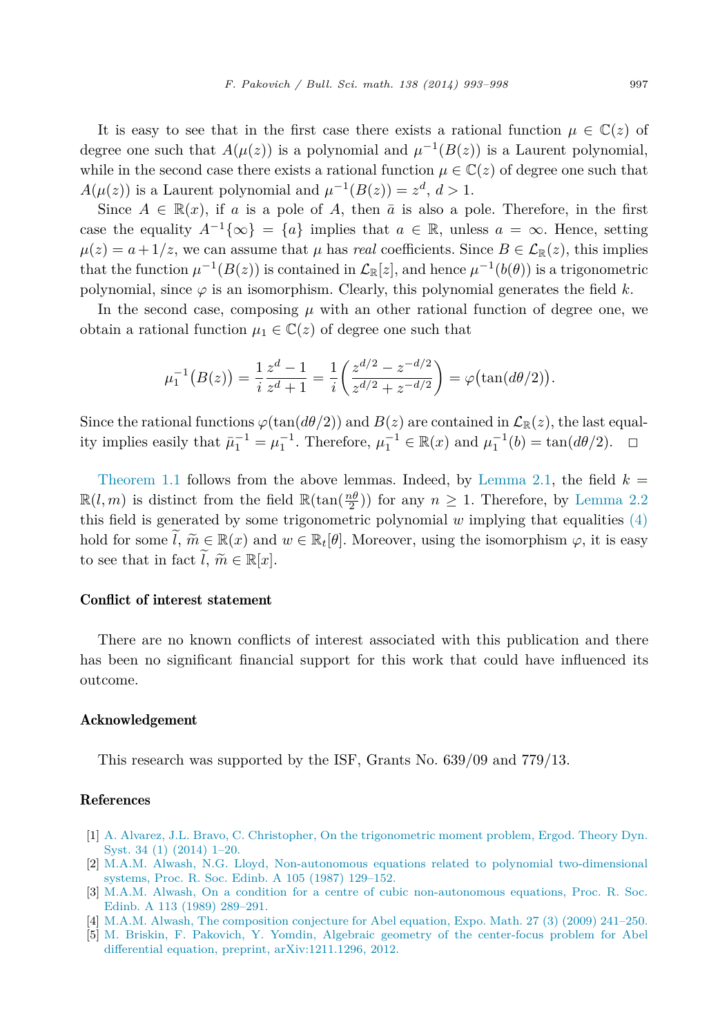It is easy to see that in the first case there exists a rational function $\mu \in \mathbb{C}(z)$ of degree one such that $A(\mu(z))$ is a polynomial and $\mu^{-1}(B(z))$ is a Laurent polynomial, while in the second case there exists a rational function $\mu \in \mathbb{C}(z)$ of degree one such that $A(\mu(z))$ is a Laurent polynomial and $\mu^{-1}(B(z)) = z^d$, $d > 1$.

Since $A \in \mathbb{R}(x)$, if $a$ is a pole of $A$, then $\bar{a}$ is also a pole. Therefore, in the first case the equality $A^{-1}\{\infty\} = \{a\}$ implies that $a \in \mathbb{R}$, unless $a = \infty$. Hence, setting $\mu(z) = a + 1/z$, we can assume that $\mu$ has *real* coefficients. Since $B \in \mathcal{L}_{\mathbb{R}}(z)$, this implies that the function $\mu^{-1}(B(z))$ is contained in $\mathcal{L}_{\mathbb{R}}[z]$, and hence $\mu^{-1}(b(\theta))$ is a trigonometric polynomial, since $\varphi$ is an isomorphism. Clearly, this polynomial generates the field $k$.

In the second case, composing $\mu$ with an other rational function of degree one, we obtain a rational function $\mu_1 \in \mathbb{C}(z)$ of degree one such that

$$\mu_1^{-1}\big(B(z)\big) = \frac{1}{i}\frac{z^d - 1}{z^d + 1} = \frac{1}{i}\left(\frac{z^{d/2} - z^{-d/2}}{z^{d/2} + z^{-d/2}}\right) = \varphi\big(\tan(d\theta/2)\big).$$

Since the rational functions $\varphi(\tan(d\theta/2))$ and $B(z)$ are contained in $\mathcal{L}_{\mathbb{R}}(z)$, the last equality implies easily that $\bar{\mu}_1^{-1} = \mu_1^{-1}$. Therefore, $\mu_1^{-1} \in \mathbb{R}(x)$ and $\mu_1^{-1}(b) = \tan(d\theta/2)$. $\square$

Theorem 1.1 follows from the above lemmas. Indeed, by Lemma 2.1, the field $k = \mathbb{R}(l, m)$ is distinct from the field $\mathbb{R}(\tan(\frac{n\theta}{2}))$ for any $n \geq 1$. Therefore, by Lemma 2.2 this field is generated by some trigonometric polynomial $w$ implying that equalities (4) hold for some $\widetilde{l}$, $\widetilde{m} \in \mathbb{R}(x)$ and $w \in \mathbb{R}_t[\theta]$. Moreover, using the isomorphism $\varphi$, it is easy to see that in fact $\widetilde{l}$, $\widetilde{m} \in \mathbb{R}[x]$.

### Conflict of interest statement

There are no known conflicts of interest associated with this publication and there has been no significant financial support for this work that could have influenced its outcome.

### Acknowledgement

This research was supported by the ISF, Grants No. 639/09 and 779/13.

### References

[1] A. Alvarez, J.L. Bravo, C. Christopher, On the trigonometric moment problem, Ergod. Theory Dyn. Syst. 34 (1) (2014) 1–20.

[2] M.A.M. Alwash, N.G. Lloyd, Non-autonomous equations related to polynomial two-dimensional systems, Proc. R. Soc. Edinb. A 105 (1987) 129–152.

[3] M.A.M. Alwash, On a condition for a centre of cubic non-autonomous equations, Proc. R. Soc. Edinb. A 113 (1989) 289–291.

[4] M.A.M. Alwash, The composition conjecture for Abel equation, Expo. Math. 27 (3) (2009) 241–250.

[5] M. Briskin, F. Pakovich, Y. Yomdin, Algebraic geometry of the center-focus problem for Abel differential equation, preprint, arXiv:1211.1296, 2012.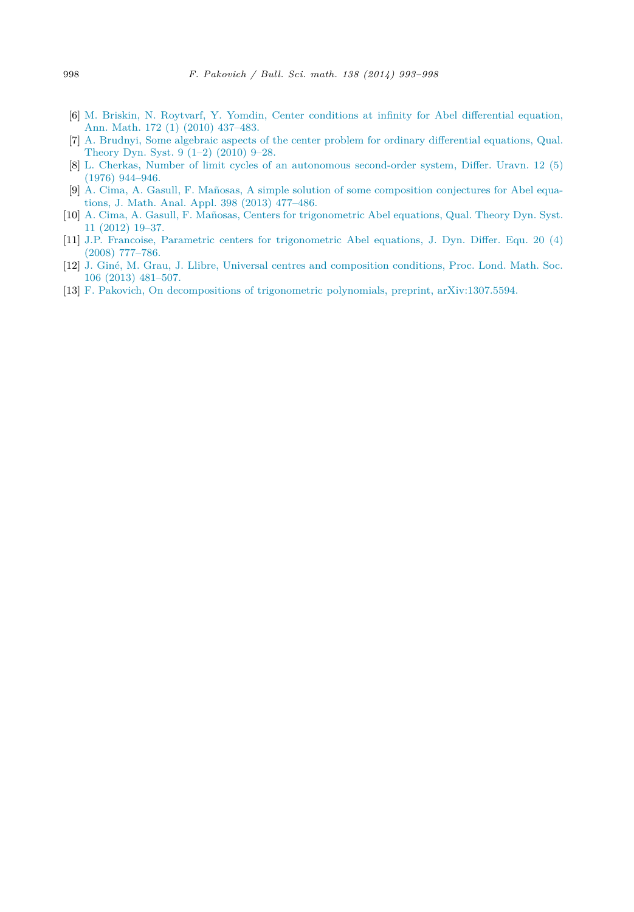[6] M. Briskin, N. Roytvarf, Y. Yomdin, Center conditions at infinity for Abel differential equation, Ann. Math. 172 (1) (2010) 437–483.

[7] A. Brudnyi, Some algebraic aspects of the center problem for ordinary differential equations, Qual. Theory Dyn. Syst. 9 (1–2) (2010) 9–28.

[8] L. Cherkas, Number of limit cycles of an autonomous second-order system, Differ. Uravn. 12 (5) (1976) 944–946.

[9] A. Cima, A. Gasull, F. Mañosas, A simple solution of some composition conjectures for Abel equations, J. Math. Anal. Appl. 398 (2013) 477–486.

[10] A. Cima, A. Gasull, F. Mañosas, Centers for trigonometric Abel equations, Qual. Theory Dyn. Syst. 11 (2012) 19–37.

[11] J.P. Francoise, Parametric centers for trigonometric Abel equations, J. Dyn. Differ. Equ. 20 (4) (2008) 777–786.

[12] J. Giné, M. Grau, J. Llibre, Universal centres and composition conditions, Proc. Lond. Math. Soc. 106 (2013) 481–507.

[13] F. Pakovich, On decompositions of trigonometric polynomials, preprint, arXiv:1307.5594.